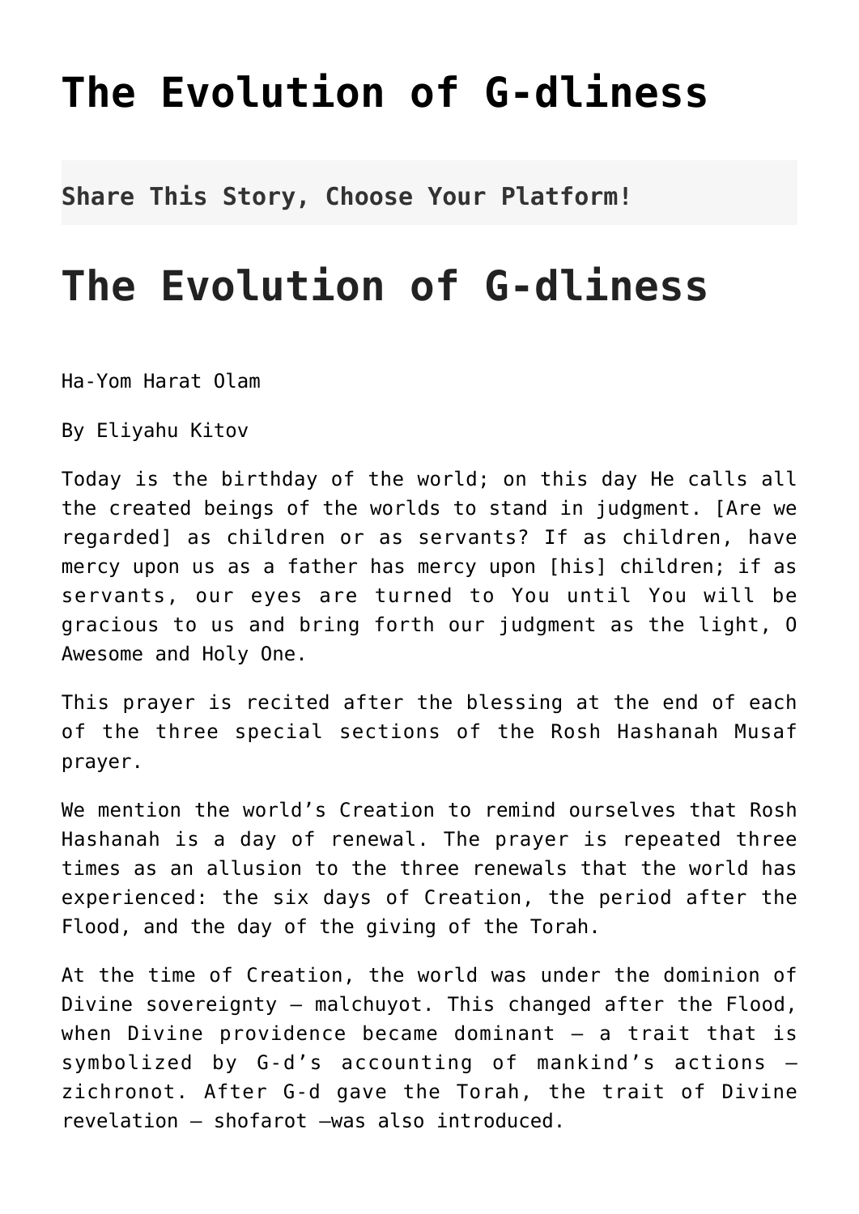# The Evolution of G-dliness

**Share This Story, Choose Your Platform!**

# The Evolution of G-dliness

Ha-Yom Harat Olam

By Eliyahu Kitov

Today is the birthday of the world; on this day He calls all the created beings of the worlds to stand in judgment. [Are we regarded] as children or as servants? If as children, have mercy upon us as a father has mercy upon [his] children; if as servants, our eyes are turned to You until You will be gracious to us and bring forth our judgment as the light, O Awesome and Holy One.

This prayer is recited after the blessing at the end of each of the three special sections of the Rosh Hashanah Musaf prayer.

We mention the world's Creation to remind ourselves that Rosh Hashanah is a day of renewal. The prayer is repeated three times as an allusion to the three renewals that the world has experienced: the six days of Creation, the period after the Flood, and the day of the giving of the Torah.

At the time of Creation, the world was under the dominion of Divine sovereignty – malchuyot. This changed after the Flood, when Divine providence became dominant – a trait that is symbolized by G-d's accounting of mankind's actions – zichronot. After G-d gave the Torah, the trait of Divine revelation – shofarot –was also introduced.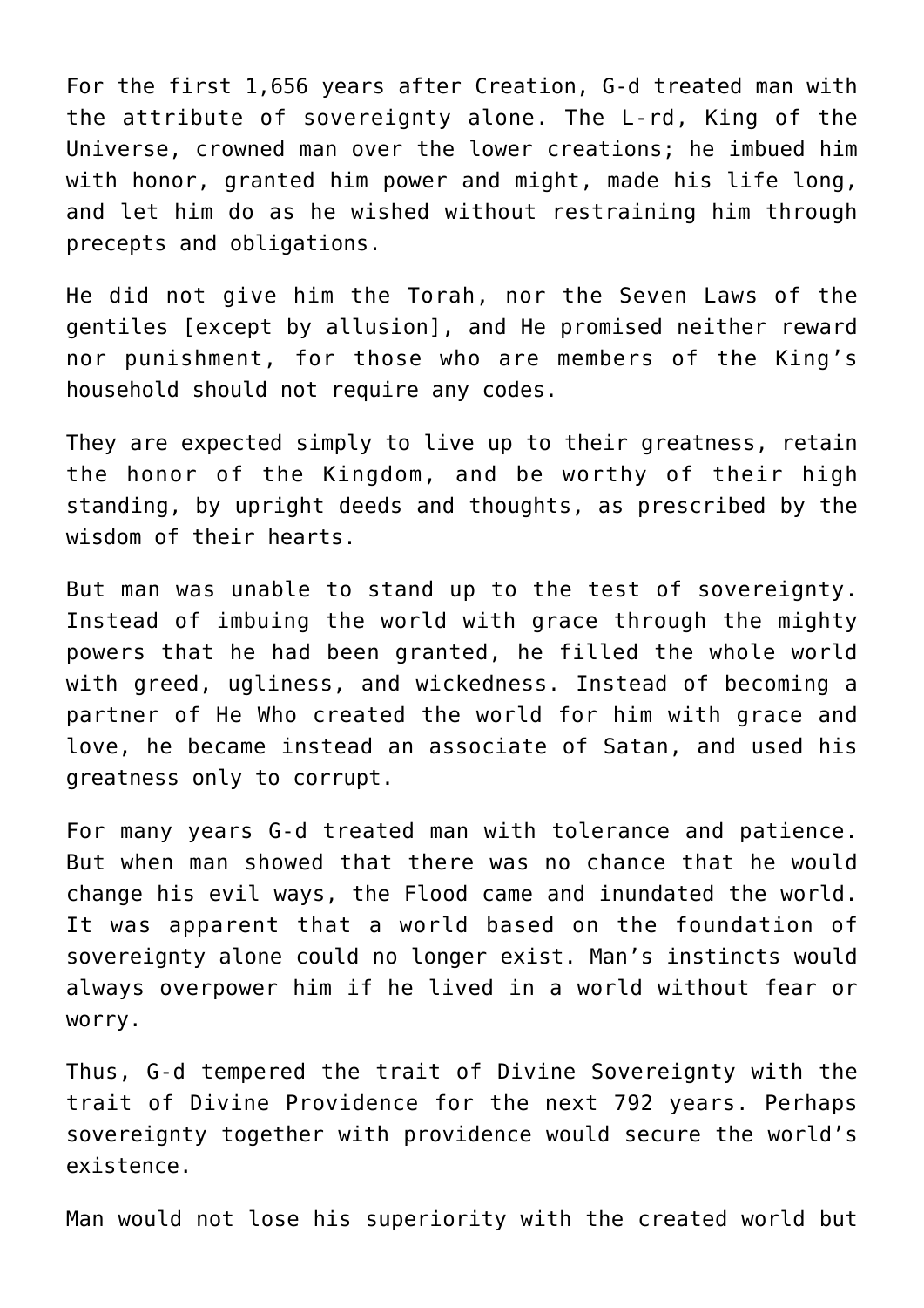For the first 1,656 years after Creation, G-d treated man with the attribute of sovereignty alone. The L-rd, King of the Universe, crowned man over the lower creations; he imbued him with honor, granted him power and might, made his life long, and let him do as he wished without restraining him through precepts and obligations.

He did not give him the Torah, nor the Seven Laws of the gentiles [except by allusion], and He promised neither reward nor punishment, for those who are members of the King's household should not require any codes.

They are expected simply to live up to their greatness, retain the honor of the Kingdom, and be worthy of their high standing, by upright deeds and thoughts, as prescribed by the wisdom of their hearts.

But man was unable to stand up to the test of sovereignty. Instead of imbuing the world with grace through the mighty powers that he had been granted, he filled the whole world with greed, ugliness, and wickedness. Instead of becoming a partner of He Who created the world for him with grace and love, he became instead an associate of Satan, and used his greatness only to corrupt.

For many years G-d treated man with tolerance and patience. But when man showed that there was no chance that he would change his evil ways, the Flood came and inundated the world. It was apparent that a world based on the foundation of sovereignty alone could no longer exist. Man's instincts would always overpower him if he lived in a world without fear or worry.

Thus, G-d tempered the trait of Divine Sovereignty with the trait of Divine Providence for the next 792 years. Perhaps sovereignty together with providence would secure the world's existence.

Man would not lose his superiority with the created world but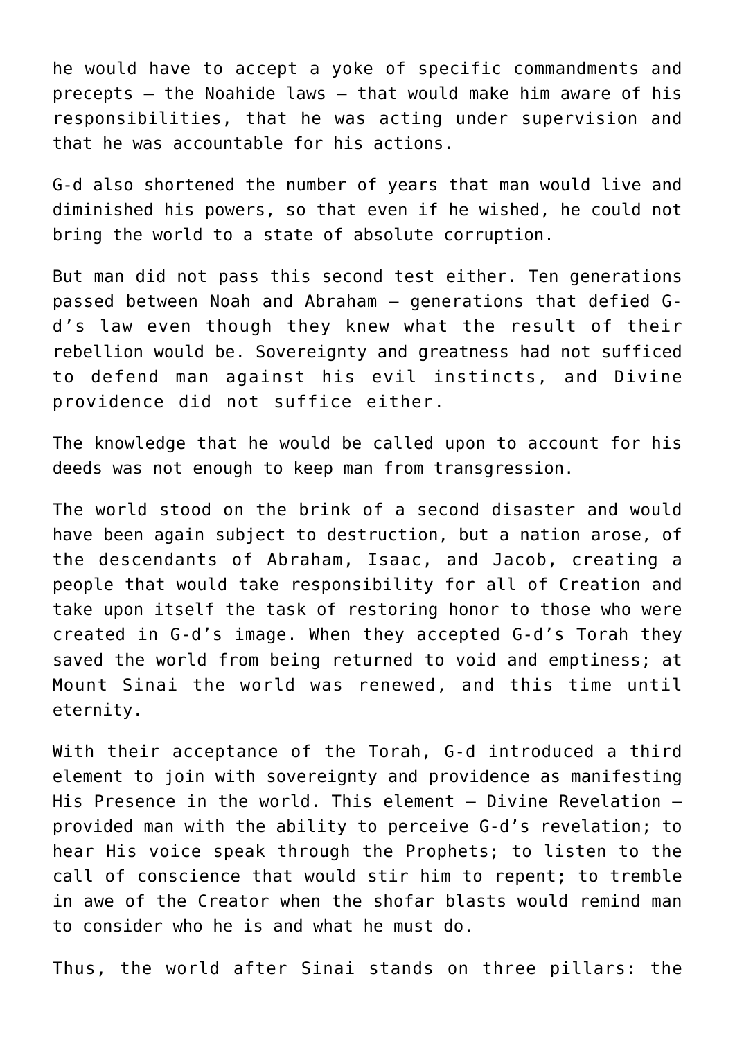he would have to accept a yoke of specific commandments and precepts – the Noahide laws – that would make him aware of his responsibilities, that he was acting under supervision and that he was accountable for his actions.

G-d also shortened the number of years that man would live and diminished his powers, so that even if he wished, he could not bring the world to a state of absolute corruption.

But man did not pass this second test either. Ten generations passed between Noah and Abraham – generations that defied G-d's law even though they knew what the result of their rebellion would be. Sovereignty and greatness had not sufficed to defend man against his evil instincts, and Divine providence did not suffice either.

The knowledge that he would be called upon to account for his deeds was not enough to keep man from transgression.

The world stood on the brink of a second disaster and would have been again subject to destruction, but a nation arose, of the descendants of Abraham, Isaac, and Jacob, creating a people that would take responsibility for all of Creation and take upon itself the task of restoring honor to those who were created in G-d's image. When they accepted G-d's Torah they saved the world from being returned to void and emptiness; at Mount Sinai the world was renewed, and this time until eternity.

With their acceptance of the Torah, G-d introduced a third element to join with sovereignty and providence as manifesting His Presence in the world. This element – Divine Revelation – provided man with the ability to perceive G-d's revelation; to hear His voice speak through the Prophets; to listen to the call of conscience that would stir him to repent; to tremble in awe of the Creator when the shofar blasts would remind man to consider who he is and what he must do.

Thus, the world after Sinai stands on three pillars: the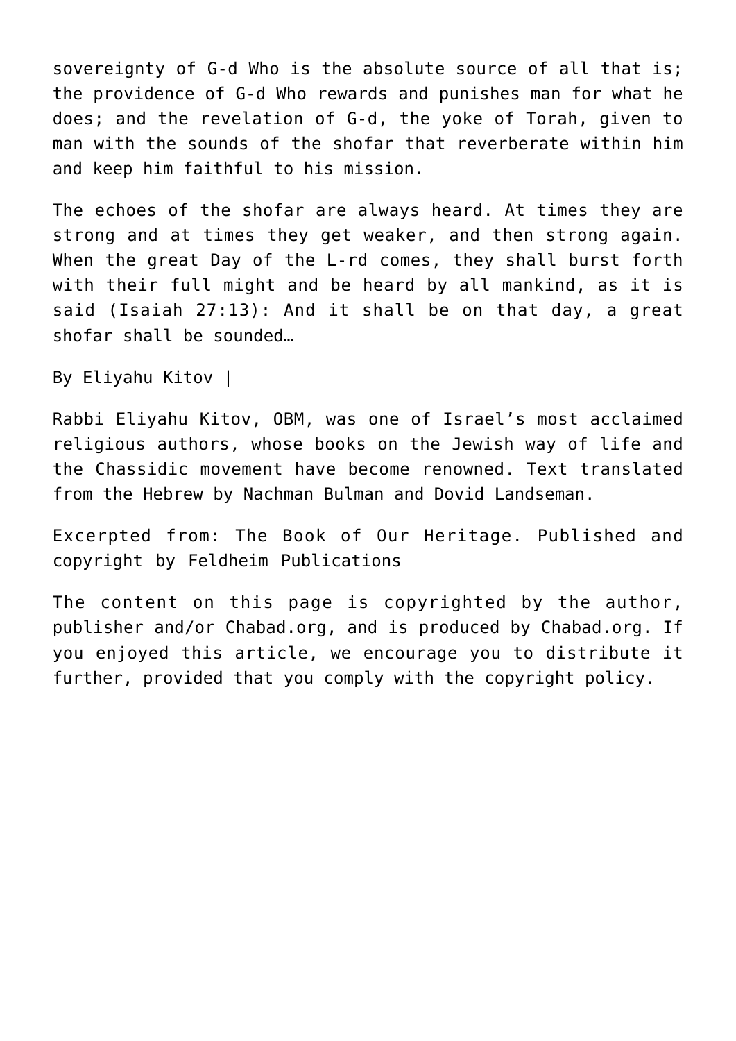sovereignty of G-d Who is the absolute source of all that is; the providence of G-d Who rewards and punishes man for what he does; and the revelation of G-d, the yoke of Torah, given to man with the sounds of the shofar that reverberate within him and keep him faithful to his mission.

The echoes of the shofar are always heard. At times they are strong and at times they get weaker, and then strong again. When the great Day of the L-rd comes, they shall burst forth with their full might and be heard by all mankind, as it is said (Isaiah 27:13): And it shall be on that day, a great shofar shall be sounded…

By Eliyahu Kitov |

Rabbi Eliyahu Kitov, OBM, was one of Israel's most acclaimed religious authors, whose books on the Jewish way of life and the Chassidic movement have become renowned. Text translated from the Hebrew by Nachman Bulman and Dovid Landseman.

Excerpted from: The Book of Our Heritage. Published and copyright by Feldheim Publications

The content on this page is copyrighted by the author, publisher and/or Chabad.org, and is produced by Chabad.org. If you enjoyed this article, we encourage you to distribute it further, provided that you comply with the copyright policy.